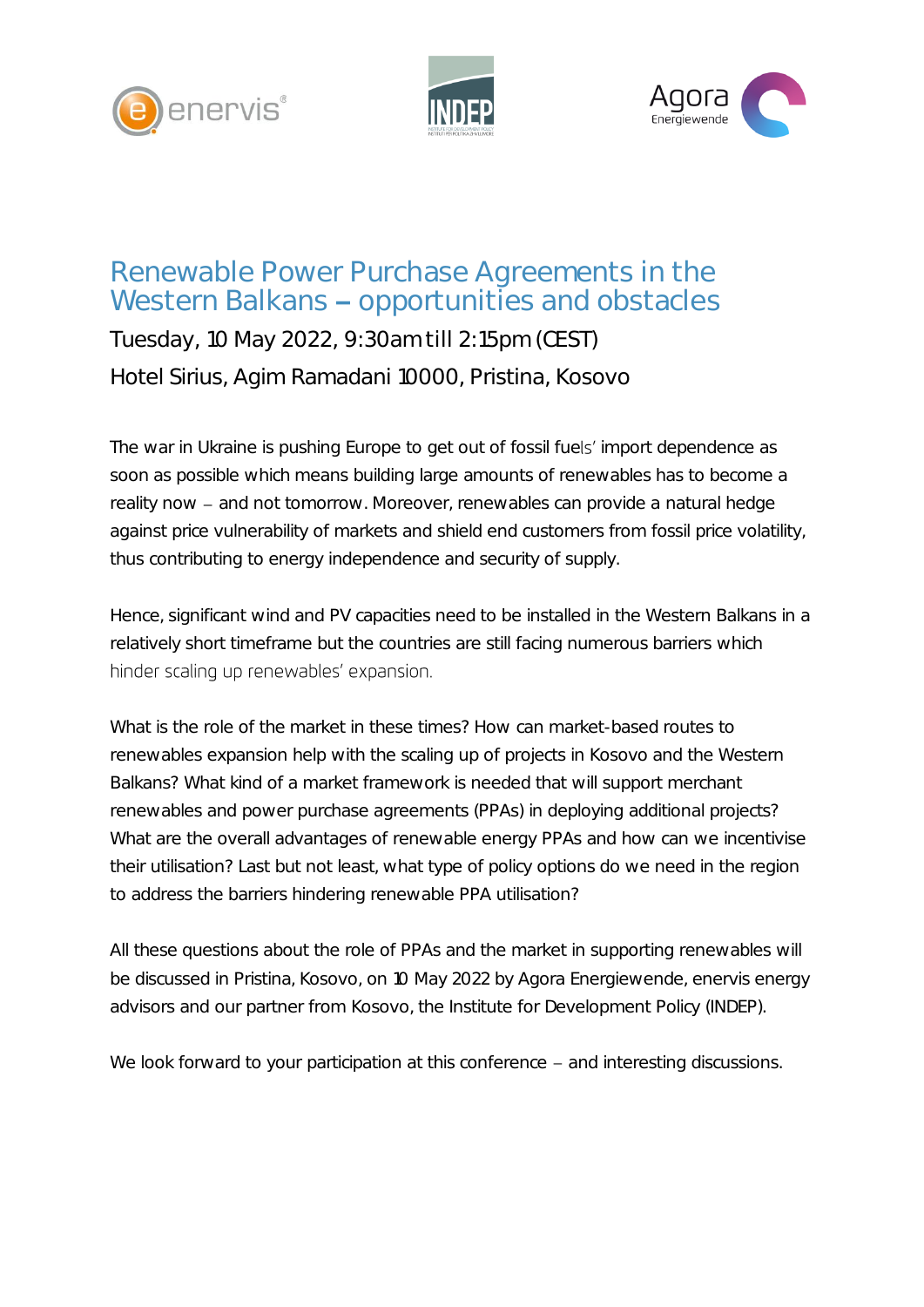# Renewable Power Purchase Agreements in the Western Balkans – opportunities and obstacles

Tuesday, 10 May 2022, 9:30am till 2:15pm (CEST)

Hotel Sirius, Agim Ramadani 10000, Pristina, Kosovo

The war in Ukraine is pushing Europe to get out of fossil fuels' import dependence as soon as possible which means building large amounts of renewables has to become a reality now – and not tomorrow. Moreover, renewables can provide a natural hedge against price vulnerability of markets and shield end customers from fossil price volatility, thus contributing to energy independence and security of supply.

Hence, significant wind and PV capacities need to be installed in the Western Balkans in a relatively short timeframe but the countries are still facing numerous barriers which hinder scaling up renewables' expansion.

What is the role of the market in these times? How can market-based routes to renewables expansion help with the scaling up of projects in Kosovo and the Western Balkans? What kind of a market framework is needed that will support merchant renewables and power purchase agreements (PPAs) in deploying additional projects? What are the overall advantages of renewable energy PPAs and how can we incentivise their utilisation? Last but not least, what type of policy options do we need in the region to address the barriers hindering renewable PPA utilisation?

All these questions about the role of PPAs and the market in supporting renewables will be discussed in Pristina, Kosovo, on 10 May 2022 by Agora Energiewende, enervis energy advisors and our partner from Kosovo, the Institute for Development Policy (INDEP).

We look forward to your participation at this conference – and interesting discussions.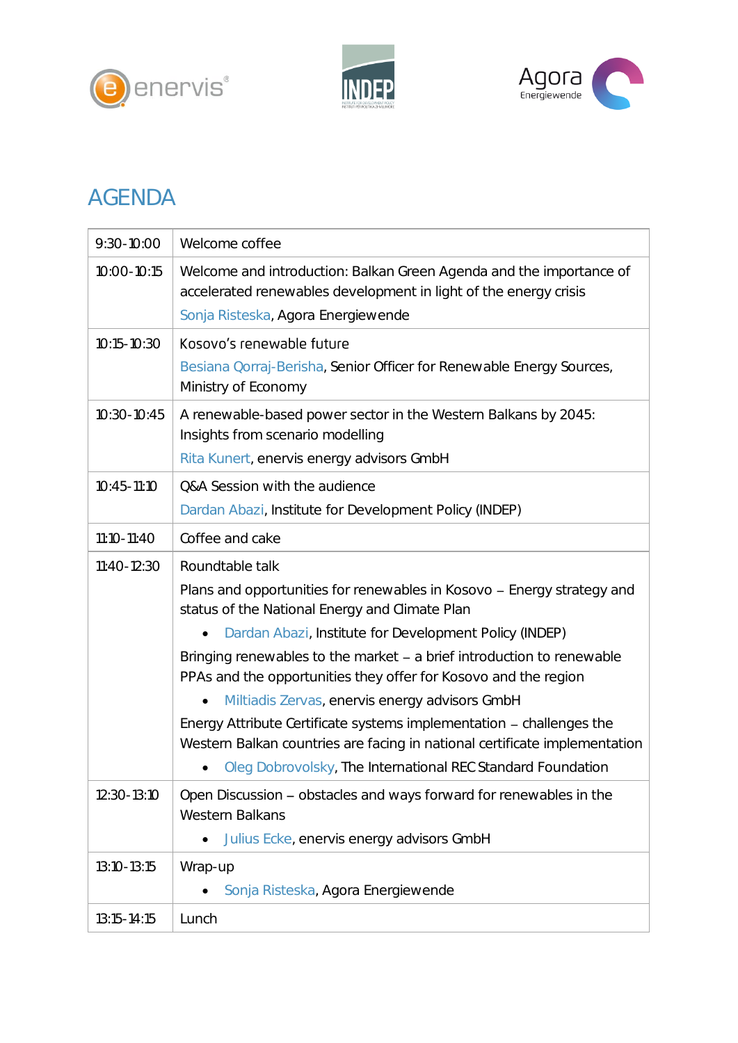# AGENDA

| | |
|---|---|
| 9:30-10:00 | Welcome coffee |
| 10:00-10:15 | Welcome and introduction: Balkan Green Agenda and the importance of accelerated renewables development in light of the energy crisis<br>Sonja Risteska, Agora Energiewende |
| 10:15-10:30 | Kosovo's renewable future<br>Besiana Qorraj-Berisha, Senior Officer for Renewable Energy Sources, Ministry of Economy |
| 10:30-10:45 | A renewable-based power sector in the Western Balkans by 2045: Insights from scenario modelling<br>Rita Kunert, enervis energy advisors GmbH |
| 10:45-11:10 | Q&A Session with the audience<br>Dardan Abazi, Institute for Development Policy (INDEP) |
| 11:10-11:40 | Coffee and cake |
| 11:40-12:30 | Roundtable talk<br>Plans and opportunities for renewables in Kosovo – Energy strategy and status of the National Energy and Climate Plan<br>• Dardan Abazi, Institute for Development Policy (INDEP)<br>Bringing renewables to the market – a brief introduction to renewable PPAs and the opportunities they offer for Kosovo and the region<br>• Miltiadis Zervas, enervis energy advisors GmbH<br>Energy Attribute Certificate systems implementation – challenges the Western Balkan countries are facing in national certificate implementation<br>• Oleg Dobrovolsky, The International REC Standard Foundation |
| 12:30-13:10 | Open Discussion – obstacles and ways forward for renewables in the Western Balkans<br>• Julius Ecke, enervis energy advisors GmbH |
| 13:10-13:15 | Wrap-up<br>• Sonja Risteska, Agora Energiewende |
| 13:15-14:15 | Lunch |